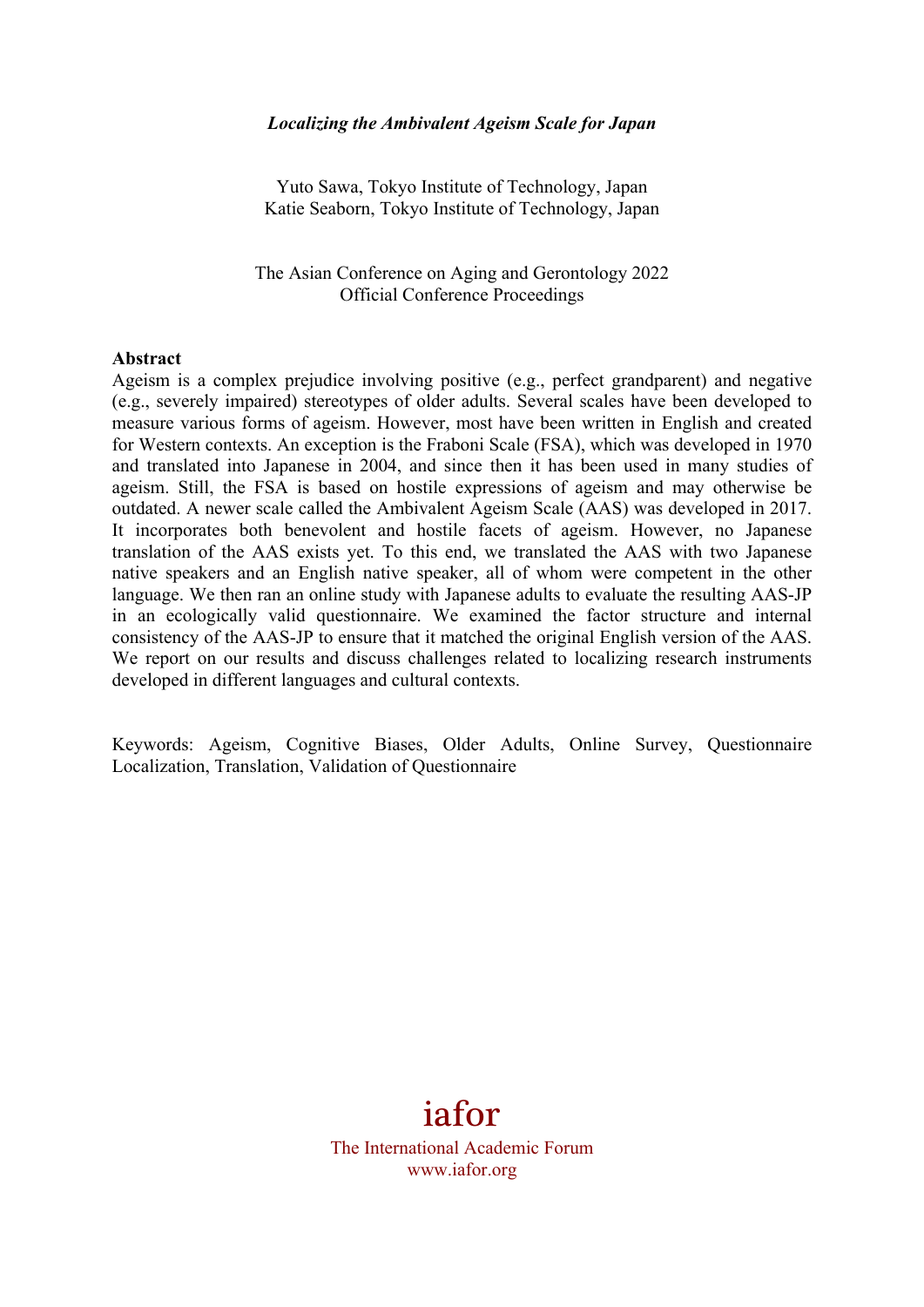***Localizing the Ambivalent Ageism Scale for Japan***

Yuto Sawa, Tokyo Institute of Technology, Japan
Katie Seaborn, Tokyo Institute of Technology, Japan

The Asian Conference on Aging and Gerontology 2022
Official Conference Proceedings

**Abstract**

Ageism is a complex prejudice involving positive (e.g., perfect grandparent) and negative (e.g., severely impaired) stereotypes of older adults. Several scales have been developed to measure various forms of ageism. However, most have been written in English and created for Western contexts. An exception is the Fraboni Scale (FSA), which was developed in 1970 and translated into Japanese in 2004, and since then it has been used in many studies of ageism. Still, the FSA is based on hostile expressions of ageism and may otherwise be outdated. A newer scale called the Ambivalent Ageism Scale (AAS) was developed in 2017. It incorporates both benevolent and hostile facets of ageism. However, no Japanese translation of the AAS exists yet. To this end, we translated the AAS with two Japanese native speakers and an English native speaker, all of whom were competent in the other language. We then ran an online study with Japanese adults to evaluate the resulting AAS-JP in an ecologically valid questionnaire. We examined the factor structure and internal consistency of the AAS-JP to ensure that it matched the original English version of the AAS. We report on our results and discuss challenges related to localizing research instruments developed in different languages and cultural contexts.

Keywords: Ageism, Cognitive Biases, Older Adults, Online Survey, Questionnaire Localization, Translation, Validation of Questionnaire

iafor
The International Academic Forum
www.iafor.org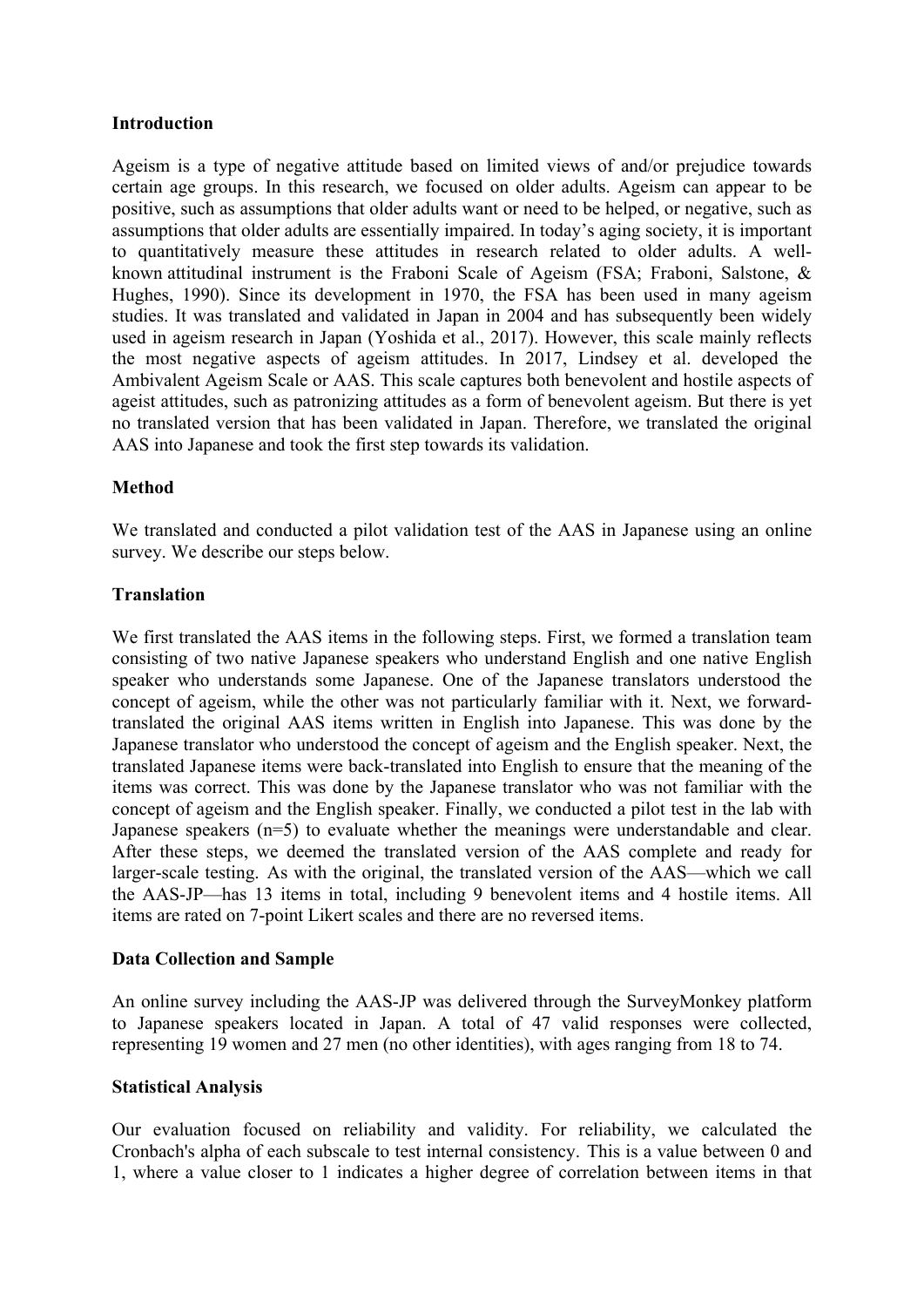## Introduction

Ageism is a type of negative attitude based on limited views of and/or prejudice towards certain age groups. In this research, we focused on older adults. Ageism can appear to be positive, such as assumptions that older adults want or need to be helped, or negative, such as assumptions that older adults are essentially impaired. In today's aging society, it is important to quantitatively measure these attitudes in research related to older adults. A well-known attitudinal instrument is the Fraboni Scale of Ageism (FSA; Fraboni, Salstone, & Hughes, 1990). Since its development in 1970, the FSA has been used in many ageism studies. It was translated and validated in Japan in 2004 and has subsequently been widely used in ageism research in Japan (Yoshida et al., 2017). However, this scale mainly reflects the most negative aspects of ageism attitudes. In 2017, Lindsey et al. developed the Ambivalent Ageism Scale or AAS. This scale captures both benevolent and hostile aspects of ageist attitudes, such as patronizing attitudes as a form of benevolent ageism. But there is yet no translated version that has been validated in Japan. Therefore, we translated the original AAS into Japanese and took the first step towards its validation.

## Method

We translated and conducted a pilot validation test of the AAS in Japanese using an online survey. We describe our steps below.

### Translation

We first translated the AAS items in the following steps. First, we formed a translation team consisting of two native Japanese speakers who understand English and one native English speaker who understands some Japanese. One of the Japanese translators understood the concept of ageism, while the other was not particularly familiar with it. Next, we forward-translated the original AAS items written in English into Japanese. This was done by the Japanese translator who understood the concept of ageism and the English speaker. Next, the translated Japanese items were back-translated into English to ensure that the meaning of the items was correct. This was done by the Japanese translator who was not familiar with the concept of ageism and the English speaker. Finally, we conducted a pilot test in the lab with Japanese speakers (n=5) to evaluate whether the meanings were understandable and clear. After these steps, we deemed the translated version of the AAS complete and ready for larger-scale testing. As with the original, the translated version of the AAS—which we call the AAS-JP—has 13 items in total, including 9 benevolent items and 4 hostile items. All items are rated on 7-point Likert scales and there are no reversed items.

### Data Collection and Sample

An online survey including the AAS-JP was delivered through the SurveyMonkey platform to Japanese speakers located in Japan. A total of 47 valid responses were collected, representing 19 women and 27 men (no other identities), with ages ranging from 18 to 74.

### Statistical Analysis

Our evaluation focused on reliability and validity. For reliability, we calculated the Cronbach's alpha of each subscale to test internal consistency. This is a value between 0 and 1, where a value closer to 1 indicates a higher degree of correlation between items in that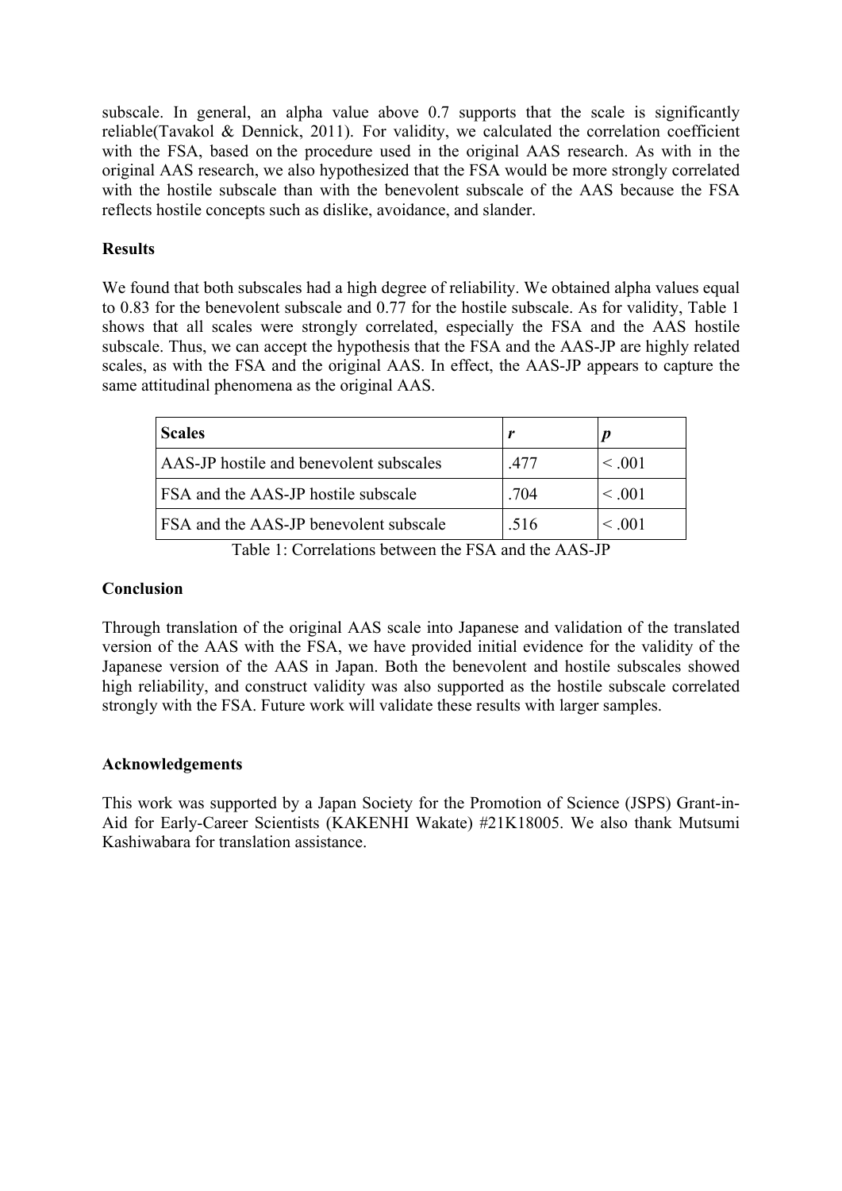subscale. In general, an alpha value above 0.7 supports that the scale is significantly reliable(Tavakol & Dennick, 2011). For validity, we calculated the correlation coefficient with the FSA, based on the procedure used in the original AAS research. As with in the original AAS research, we also hypothesized that the FSA would be more strongly correlated with the hostile subscale than with the benevolent subscale of the AAS because the FSA reflects hostile concepts such as dislike, avoidance, and slander.

**Results**

We found that both subscales had a high degree of reliability. We obtained alpha values equal to 0.83 for the benevolent subscale and 0.77 for the hostile subscale. As for validity, Table 1 shows that all scales were strongly correlated, especially the FSA and the AAS hostile subscale. Thus, we can accept the hypothesis that the FSA and the AAS-JP are highly related scales, as with the FSA and the original AAS. In effect, the AAS-JP appears to capture the same attitudinal phenomena as the original AAS.

| **Scales** | ***r*** | ***p*** |
|---|---|---|
| AAS-JP hostile and benevolent subscales | .477 | < .001 |
| FSA and the AAS-JP hostile subscale | .704 | < .001 |
| FSA and the AAS-JP benevolent subscale | .516 | < .001 |

Table 1: Correlations between the FSA and the AAS-JP

**Conclusion**

Through translation of the original AAS scale into Japanese and validation of the translated version of the AAS with the FSA, we have provided initial evidence for the validity of the Japanese version of the AAS in Japan. Both the benevolent and hostile subscales showed high reliability, and construct validity was also supported as the hostile subscale correlated strongly with the FSA. Future work will validate these results with larger samples.

**Acknowledgements**

This work was supported by a Japan Society for the Promotion of Science (JSPS) Grant-in-Aid for Early-Career Scientists (KAKENHI Wakate) #21K18005. We also thank Mutsumi Kashiwabara for translation assistance.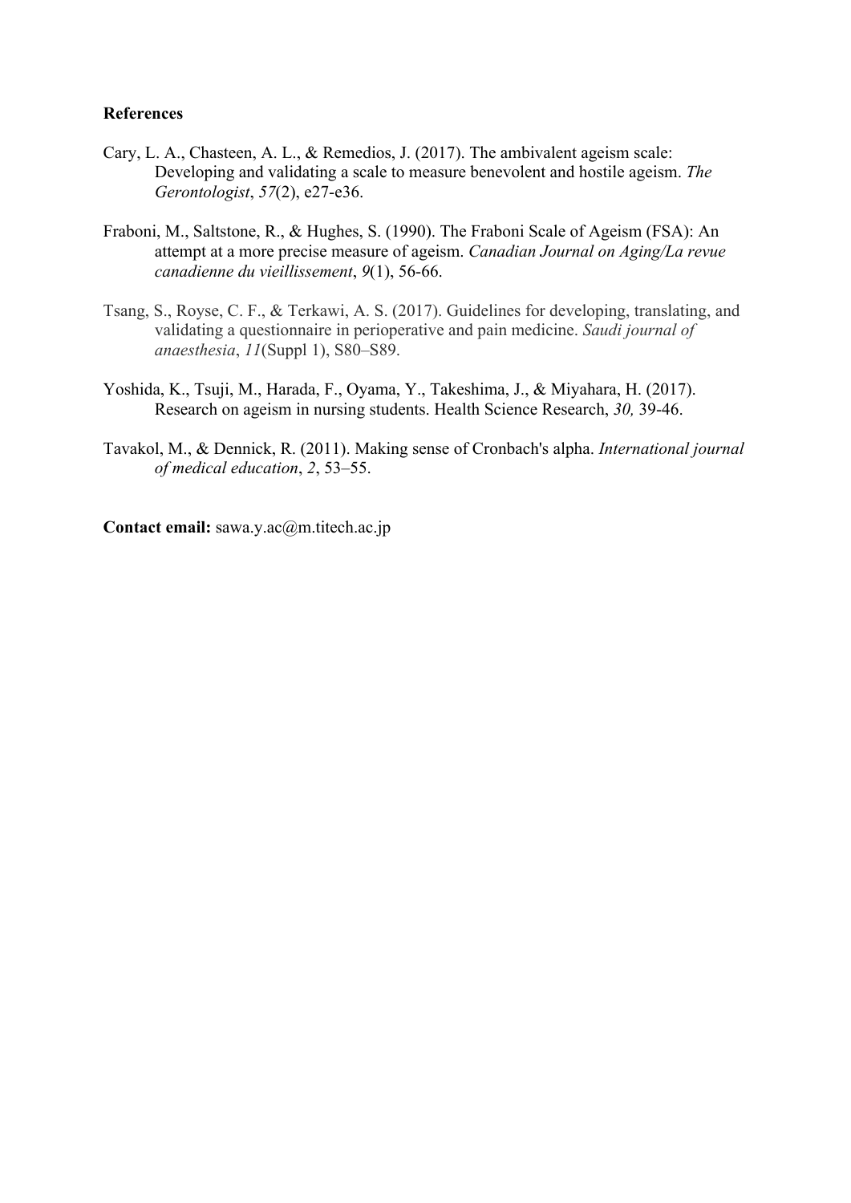**References**

Cary, L. A., Chasteen, A. L., & Remedios, J. (2017). The ambivalent ageism scale: Developing and validating a scale to measure benevolent and hostile ageism. *The Gerontologist*, *57*(2), e27-e36.

Fraboni, M., Saltstone, R., & Hughes, S. (1990). The Fraboni Scale of Ageism (FSA): An attempt at a more precise measure of ageism. *Canadian Journal on Aging/La revue canadienne du vieillissement*, *9*(1), 56-66.

Tsang, S., Royse, C. F., & Terkawi, A. S. (2017). Guidelines for developing, translating, and validating a questionnaire in perioperative and pain medicine. *Saudi journal of anaesthesia*, *11*(Suppl 1), S80–S89.

Yoshida, K., Tsuji, M., Harada, F., Oyama, Y., Takeshima, J., & Miyahara, H. (2017). Research on ageism in nursing students. Health Science Research, *30,* 39-46.

Tavakol, M., & Dennick, R. (2011). Making sense of Cronbach's alpha. *International journal of medical education*, *2*, 53–55.

**Contact email:** sawa.y.ac@m.titech.ac.jp